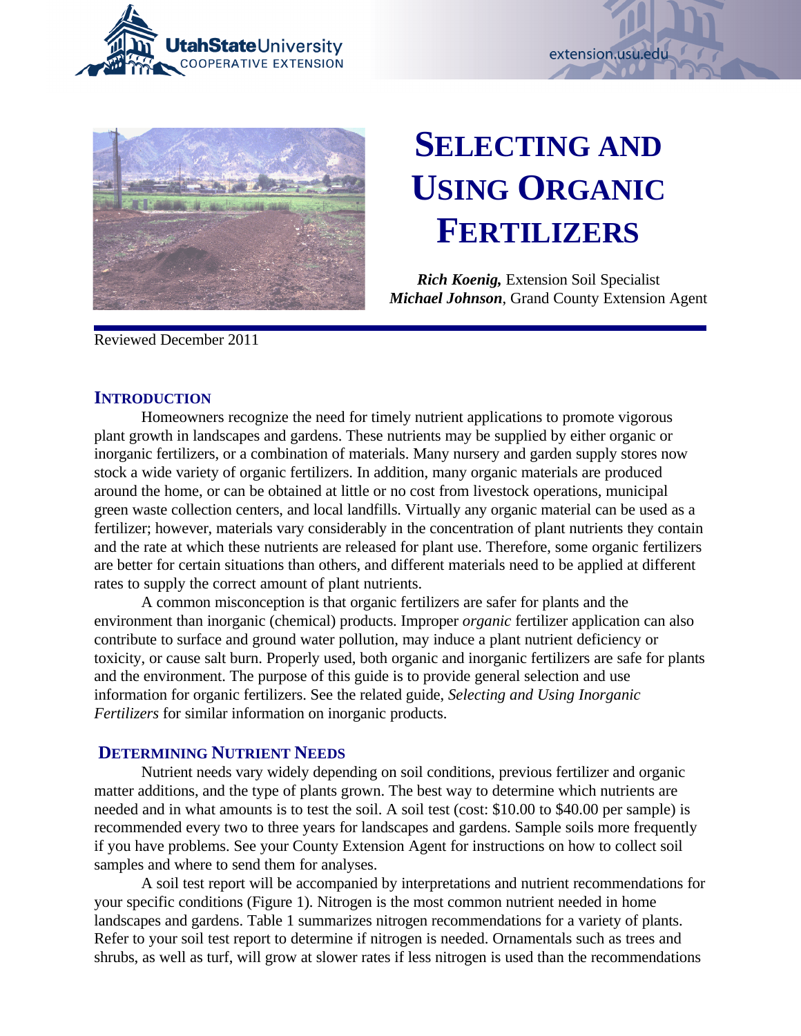# SELECTING AND USING ORGANIC FERTILIZERS

***Rich Koenig,*** Extension Soil Specialist
***Michael Johnson***, Grand County Extension Agent

Reviewed December 2011

## INTRODUCTION

Homeowners recognize the need for timely nutrient applications to promote vigorous plant growth in landscapes and gardens. These nutrients may be supplied by either organic or inorganic fertilizers, or a combination of materials. Many nursery and garden supply stores now stock a wide variety of organic fertilizers. In addition, many organic materials are produced around the home, or can be obtained at little or no cost from livestock operations, municipal green waste collection centers, and local landfills. Virtually any organic material can be used as a fertilizer; however, materials vary considerably in the concentration of plant nutrients they contain and the rate at which these nutrients are released for plant use. Therefore, some organic fertilizers are better for certain situations than others, and different materials need to be applied at different rates to supply the correct amount of plant nutrients.

A common misconception is that organic fertilizers are safer for plants and the environment than inorganic (chemical) products. Improper *organic* fertilizer application can also contribute to surface and ground water pollution, may induce a plant nutrient deficiency or toxicity, or cause salt burn. Properly used, both organic and inorganic fertilizers are safe for plants and the environment. The purpose of this guide is to provide general selection and use information for organic fertilizers. See the related guide, *Selecting and Using Inorganic Fertilizers* for similar information on inorganic products.

## DETERMINING NUTRIENT NEEDS

Nutrient needs vary widely depending on soil conditions, previous fertilizer and organic matter additions, and the type of plants grown. The best way to determine which nutrients are needed and in what amounts is to test the soil. A soil test (cost: $10.00 to $40.00 per sample) is recommended every two to three years for landscapes and gardens. Sample soils more frequently if you have problems. See your County Extension Agent for instructions on how to collect soil samples and where to send them for analyses.

A soil test report will be accompanied by interpretations and nutrient recommendations for your specific conditions (Figure 1). Nitrogen is the most common nutrient needed in home landscapes and gardens. Table 1 summarizes nitrogen recommendations for a variety of plants. Refer to your soil test report to determine if nitrogen is needed. Ornamentals such as trees and shrubs, as well as turf, will grow at slower rates if less nitrogen is used than the recommendations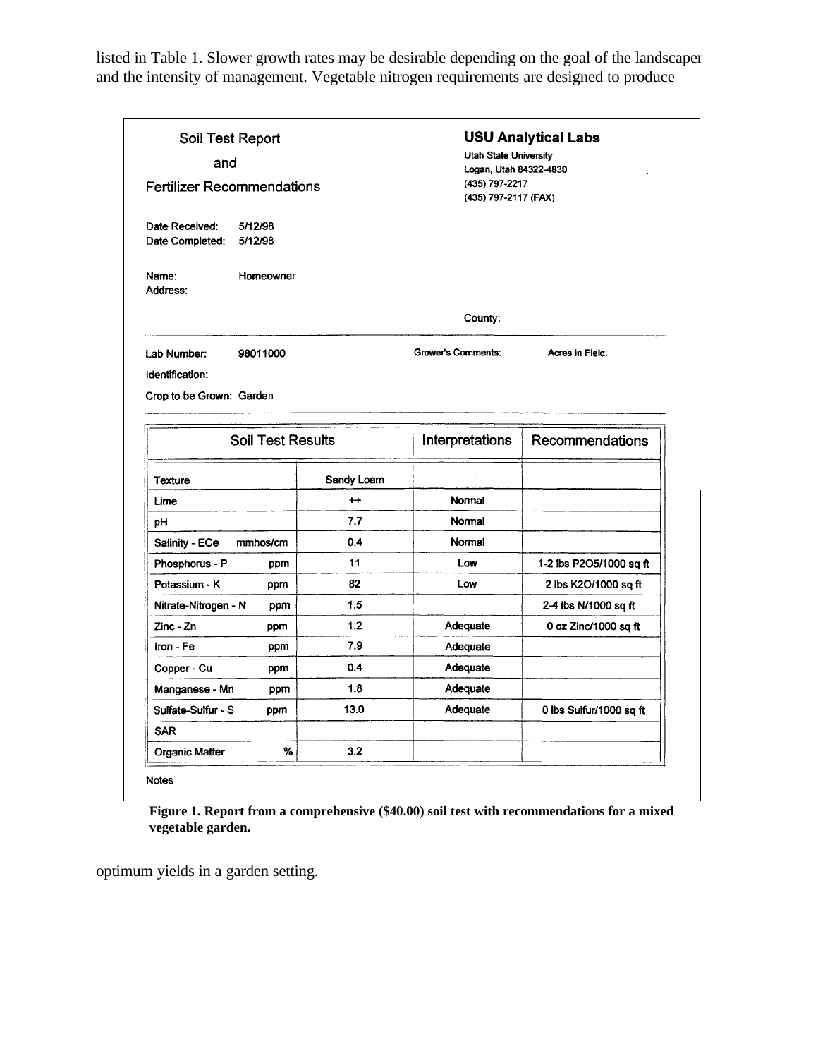listed in Table 1. Slower growth rates may be desirable depending on the goal of the landscaper and the intensity of management. Vegetable nitrogen requirements are designed to produce

Soil Test Report and Fertilizer Recommendations

**USU Analytical Labs**
Utah State University
Logan, Utah 84322-4830
(435) 797-2217
(435) 797-2117 (FAX)

Date Received: 5/12/98
Date Completed: 5/12/98

Name: Homeowner
Address:

County:

Lab Number: 98011000
Grower's Comments:
Acres in Field:
Identification:
Crop to be Grown: Garden

| Soil Test Results | | | Interpretations | Recommendations |
|---|---|---|---|---|
| Texture | | Sandy Loam | | |
| Lime | | ++ | Normal | |
| pH | | 7.7 | Normal | |
| Salinity - ECe | mmhos/cm | 0.4 | Normal | |
| Phosphorus - P | ppm | 11 | Low | 1-2 lbs P2O5/1000 sq ft |
| Potassium - K | ppm | 82 | Low | 2 lbs K2O/1000 sq ft |
| Nitrate-Nitrogen - N | ppm | 1.5 | | 2-4 lbs N/1000 sq ft |
| Zinc - Zn | ppm | 1.2 | Adequate | 0 oz Zinc/1000 sq ft |
| Iron - Fe | ppm | 7.9 | Adequate | |
| Copper - Cu | ppm | 0.4 | Adequate | |
| Manganese - Mn | ppm | 1.8 | Adequate | |
| Sulfate-Sulfur - S | ppm | 13.0 | Adequate | 0 lbs Sulfur/1000 sq ft |
| SAR | | | | |
| Organic Matter | % | 3.2 | | |

Notes

**Figure 1. Report from a comprehensive ($40.00) soil test with recommendations for a mixed vegetable garden.**

optimum yields in a garden setting.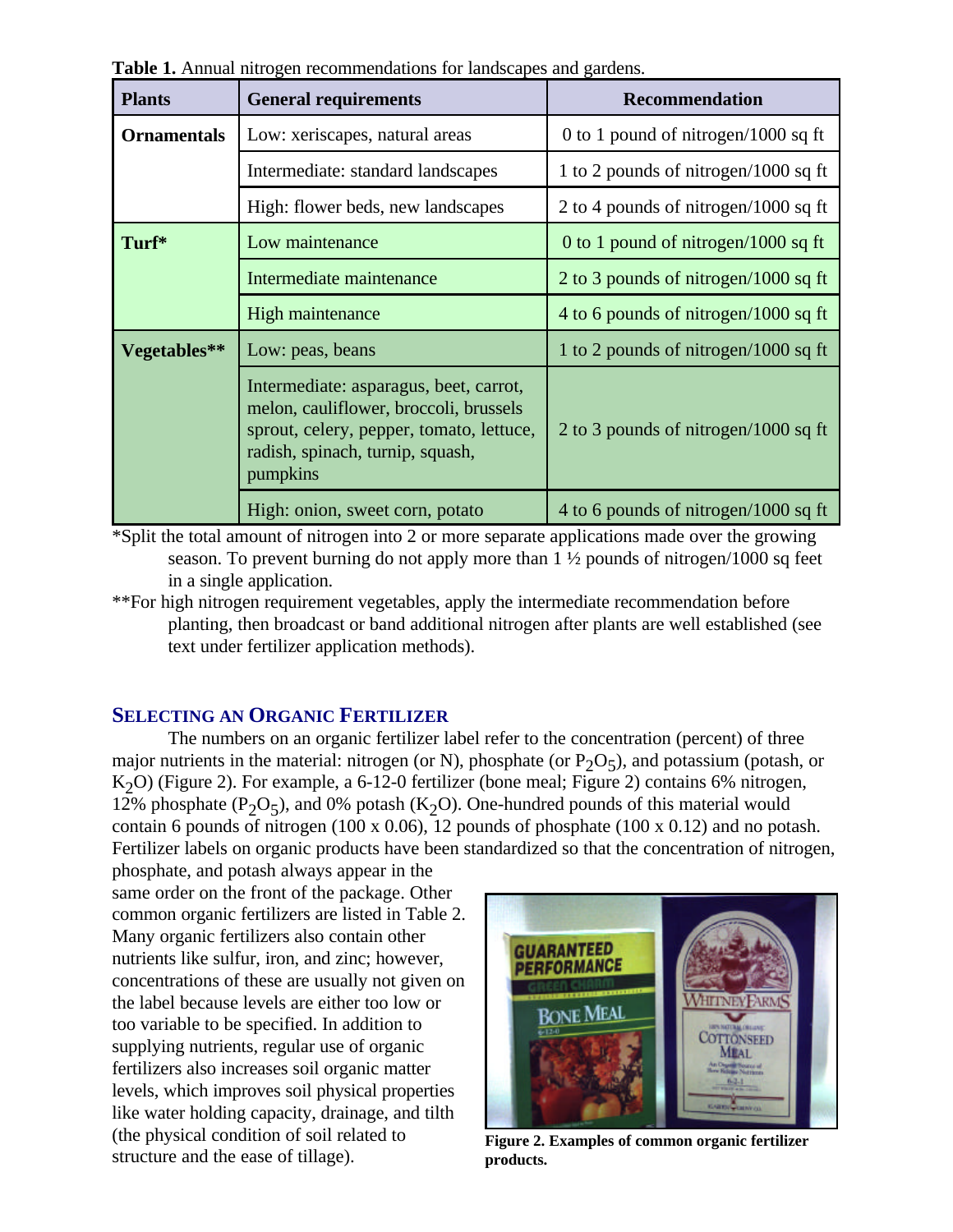**Table 1.** Annual nitrogen recommendations for landscapes and gardens.

| Plants | General requirements | Recommendation |
|---|---|---|
| **Ornamentals** | Low: xeriscapes, natural areas | 0 to 1 pound of nitrogen/1000 sq ft |
| | Intermediate: standard landscapes | 1 to 2 pounds of nitrogen/1000 sq ft |
| | High: flower beds, new landscapes | 2 to 4 pounds of nitrogen/1000 sq ft |
| **Turf*** | Low maintenance | 0 to 1 pound of nitrogen/1000 sq ft |
| | Intermediate maintenance | 2 to 3 pounds of nitrogen/1000 sq ft |
| | High maintenance | 4 to 6 pounds of nitrogen/1000 sq ft |
| **Vegetables**** | Low: peas, beans | 1 to 2 pounds of nitrogen/1000 sq ft |
| | Intermediate: asparagus, beet, carrot, melon, cauliflower, broccoli, brussels sprout, celery, pepper, tomato, lettuce, radish, spinach, turnip, squash, pumpkins | 2 to 3 pounds of nitrogen/1000 sq ft |
| | High: onion, sweet corn, potato | 4 to 6 pounds of nitrogen/1000 sq ft |

*Split the total amount of nitrogen into 2 or more separate applications made over the growing season. To prevent burning do not apply more than 1 ½ pounds of nitrogen/1000 sq feet in a single application.

**For high nitrogen requirement vegetables, apply the intermediate recommendation before planting, then broadcast or band additional nitrogen after plants are well established (see text under fertilizer application methods).

## Selecting an Organic Fertilizer

The numbers on an organic fertilizer label refer to the concentration (percent) of three major nutrients in the material: nitrogen (or N), phosphate (or $P_2O_5$), and potassium (potash, or $K_2O$) (Figure 2). For example, a 6-12-0 fertilizer (bone meal; Figure 2) contains 6% nitrogen, 12% phosphate ($P_2O_5$), and 0% potash ($K_2O$). One-hundred pounds of this material would contain 6 pounds of nitrogen (100 x 0.06), 12 pounds of phosphate (100 x 0.12) and no potash. Fertilizer labels on organic products have been standardized so that the concentration of nitrogen, phosphate, and potash always appear in the same order on the front of the package. Other common organic fertilizers are listed in Table 2. Many organic fertilizers also contain other nutrients like sulfur, iron, and zinc; however, concentrations of these are usually not given on the label because levels are either too low or too variable to be specified. In addition to supplying nutrients, regular use of organic fertilizers also increases soil organic matter levels, which improves soil physical properties like water holding capacity, drainage, and tilth (the physical condition of soil related to structure and the ease of tillage).

**Figure 2. Examples of common organic fertilizer products.**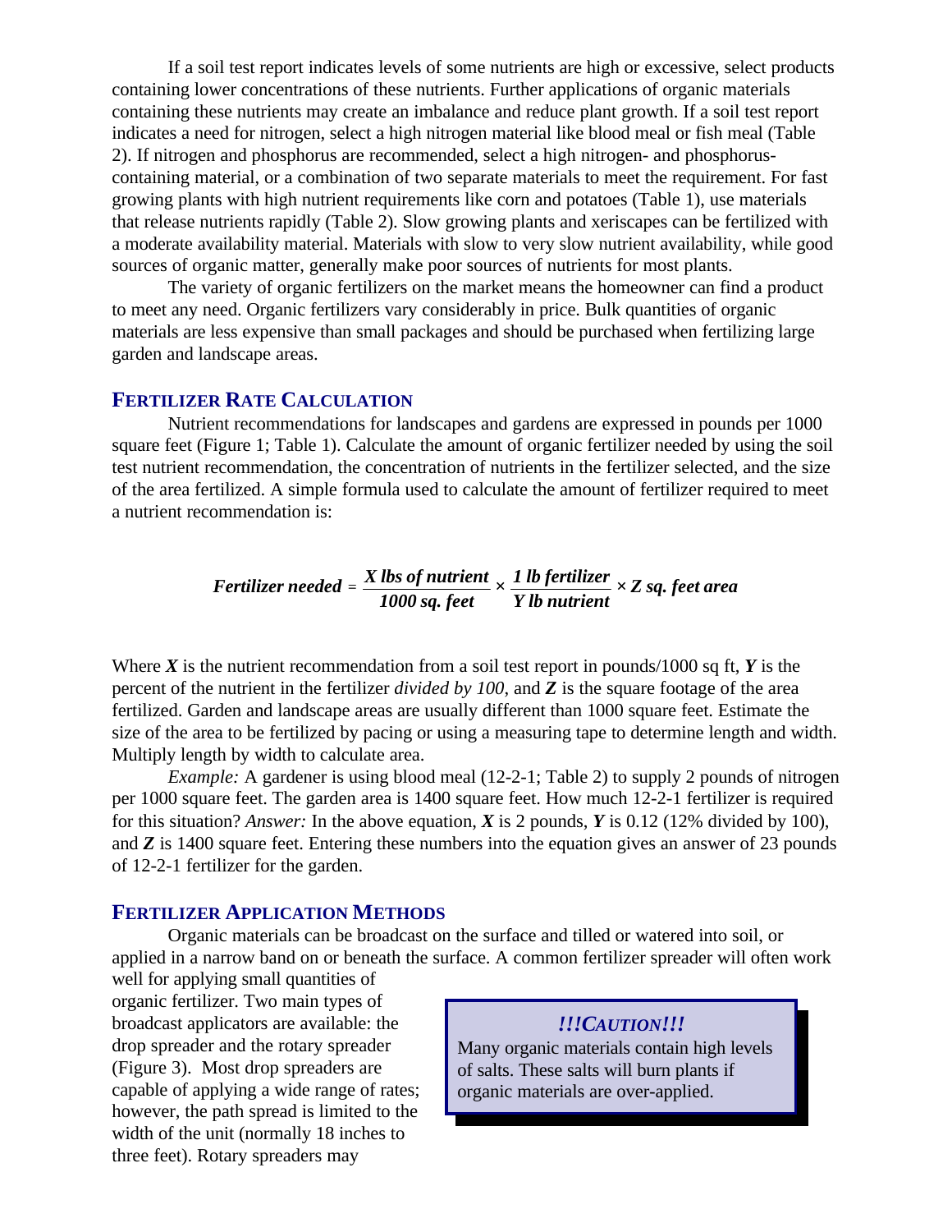If a soil test report indicates levels of some nutrients are high or excessive, select products containing lower concentrations of these nutrients. Further applications of organic materials containing these nutrients may create an imbalance and reduce plant growth. If a soil test report indicates a need for nitrogen, select a high nitrogen material like blood meal or fish meal (Table 2). If nitrogen and phosphorus are recommended, select a high nitrogen- and phosphorus-containing material, or a combination of two separate materials to meet the requirement. For fast growing plants with high nutrient requirements like corn and potatoes (Table 1), use materials that release nutrients rapidly (Table 2). Slow growing plants and xeriscapes can be fertilized with a moderate availability material. Materials with slow to very slow nutrient availability, while good sources of organic matter, generally make poor sources of nutrients for most plants.

The variety of organic fertilizers on the market means the homeowner can find a product to meet any need. Organic fertilizers vary considerably in price. Bulk quantities of organic materials are less expensive than small packages and should be purchased when fertilizing large garden and landscape areas.

## Fertilizer Rate Calculation

Nutrient recommendations for landscapes and gardens are expressed in pounds per 1000 square feet (Figure 1; Table 1). Calculate the amount of organic fertilizer needed by using the soil test nutrient recommendation, the concentration of nutrients in the fertilizer selected, and the size of the area fertilized. A simple formula used to calculate the amount of fertilizer required to meet a nutrient recommendation is:

$$\textit{Fertilizer needed} = \frac{X \text{ lbs of nutrient}}{1000 \text{ sq. feet}} \times \frac{1 \text{ lb fertilizer}}{Y \text{ lb nutrient}} \times Z \text{ sq. feet area}$$

Where ***X*** is the nutrient recommendation from a soil test report in pounds/1000 sq ft, ***Y*** is the percent of the nutrient in the fertilizer *divided by 100*, and ***Z*** is the square footage of the area fertilized. Garden and landscape areas are usually different than 1000 square feet. Estimate the size of the area to be fertilized by pacing or using a measuring tape to determine length and width. Multiply length by width to calculate area.

*Example:* A gardener is using blood meal (12-2-1; Table 2) to supply 2 pounds of nitrogen per 1000 square feet. The garden area is 1400 square feet. How much 12-2-1 fertilizer is required for this situation? *Answer:* In the above equation, ***X*** is 2 pounds, ***Y*** is 0.12 (12% divided by 100), and ***Z*** is 1400 square feet. Entering these numbers into the equation gives an answer of 23 pounds of 12-2-1 fertilizer for the garden.

## Fertilizer Application Methods

Organic materials can be broadcast on the surface and tilled or watered into soil, or applied in a narrow band on or beneath the surface. A common fertilizer spreader will often work well for applying small quantities of organic fertilizer. Two main types of broadcast applicators are available: the drop spreader and the rotary spreader (Figure 3). Most drop spreaders are capable of applying a wide range of rates; however, the path spread is limited to the width of the unit (normally 18 inches to three feet). Rotary spreaders may

> ***!!!Caution!!!***
>
> Many organic materials contain high levels of salts. These salts will burn plants if organic materials are over-applied.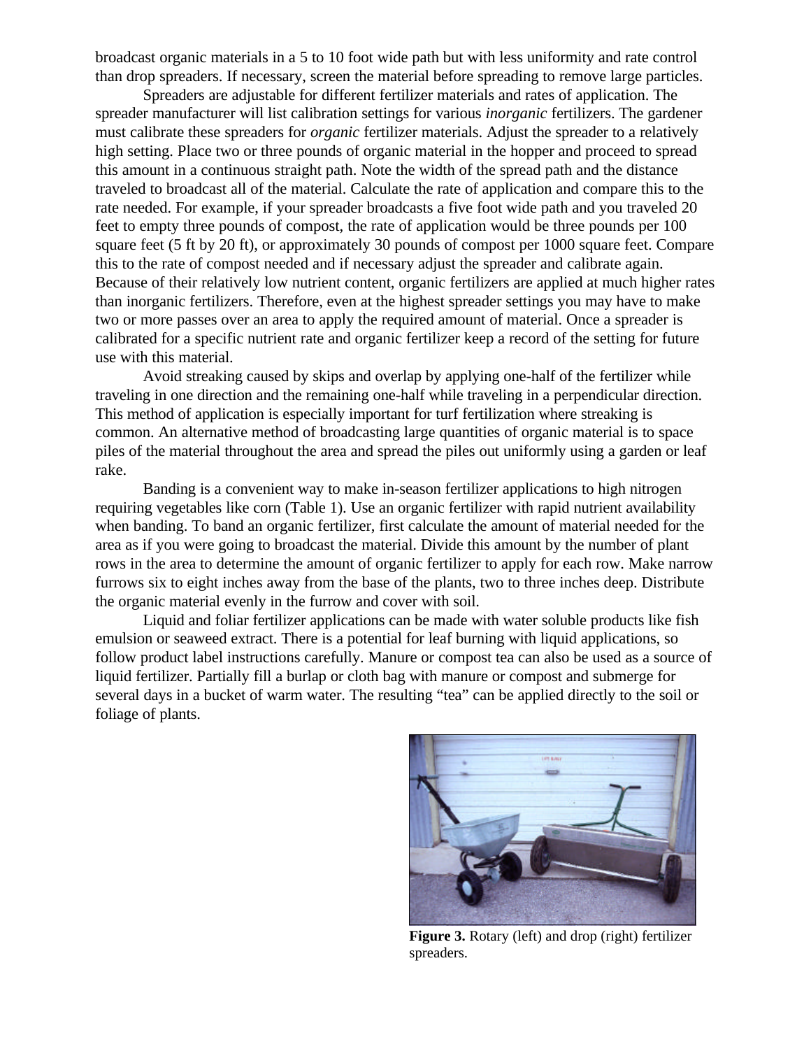broadcast organic materials in a 5 to 10 foot wide path but with less uniformity and rate control than drop spreaders. If necessary, screen the material before spreading to remove large particles.

Spreaders are adjustable for different fertilizer materials and rates of application. The spreader manufacturer will list calibration settings for various *inorganic* fertilizers. The gardener must calibrate these spreaders for *organic* fertilizer materials. Adjust the spreader to a relatively high setting. Place two or three pounds of organic material in the hopper and proceed to spread this amount in a continuous straight path. Note the width of the spread path and the distance traveled to broadcast all of the material. Calculate the rate of application and compare this to the rate needed. For example, if your spreader broadcasts a five foot wide path and you traveled 20 feet to empty three pounds of compost, the rate of application would be three pounds per 100 square feet (5 ft by 20 ft), or approximately 30 pounds of compost per 1000 square feet. Compare this to the rate of compost needed and if necessary adjust the spreader and calibrate again. Because of their relatively low nutrient content, organic fertilizers are applied at much higher rates than inorganic fertilizers. Therefore, even at the highest spreader settings you may have to make two or more passes over an area to apply the required amount of material. Once a spreader is calibrated for a specific nutrient rate and organic fertilizer keep a record of the setting for future use with this material.

Avoid streaking caused by skips and overlap by applying one-half of the fertilizer while traveling in one direction and the remaining one-half while traveling in a perpendicular direction. This method of application is especially important for turf fertilization where streaking is common. An alternative method of broadcasting large quantities of organic material is to space piles of the material throughout the area and spread the piles out uniformly using a garden or leaf rake.

Banding is a convenient way to make in-season fertilizer applications to high nitrogen requiring vegetables like corn (Table 1). Use an organic fertilizer with rapid nutrient availability when banding. To band an organic fertilizer, first calculate the amount of material needed for the area as if you were going to broadcast the material. Divide this amount by the number of plant rows in the area to determine the amount of organic fertilizer to apply for each row. Make narrow furrows six to eight inches away from the base of the plants, two to three inches deep. Distribute the organic material evenly in the furrow and cover with soil.

Liquid and foliar fertilizer applications can be made with water soluble products like fish emulsion or seaweed extract. There is a potential for leaf burning with liquid applications, so follow product label instructions carefully. Manure or compost tea can also be used as a source of liquid fertilizer. Partially fill a burlap or cloth bag with manure or compost and submerge for several days in a bucket of warm water. The resulting "tea" can be applied directly to the soil or foliage of plants.

**Figure 3.** Rotary (left) and drop (right) fertilizer spreaders.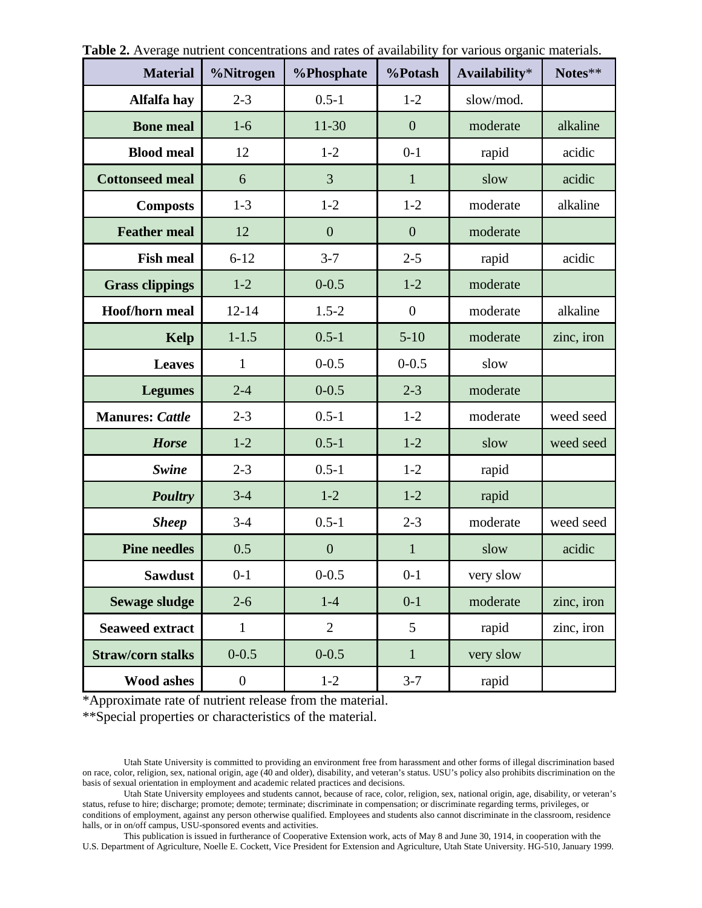**Table 2.** Average nutrient concentrations and rates of availability for various organic materials.

| Material | %Nitrogen | %Phosphate | %Potash | Availability* | Notes** |
|---|---|---|---|---|---|
| **Alfalfa hay** | 2-3 | 0.5-1 | 1-2 | slow/mod. | |
| **Bone meal** | 1-6 | 11-30 | 0 | moderate | alkaline |
| **Blood meal** | 12 | 1-2 | 0-1 | rapid | acidic |
| **Cottonseed meal** | 6 | 3 | 1 | slow | acidic |
| **Composts** | 1-3 | 1-2 | 1-2 | moderate | alkaline |
| **Feather meal** | 12 | 0 | 0 | moderate | |
| **Fish meal** | 6-12 | 3-7 | 2-5 | rapid | acidic |
| **Grass clippings** | 1-2 | 0-0.5 | 1-2 | moderate | |
| **Hoof/horn meal** | 12-14 | 1.5-2 | 0 | moderate | alkaline |
| **Kelp** | 1-1.5 | 0.5-1 | 5-10 | moderate | zinc, iron |
| **Leaves** | 1 | 0-0.5 | 0-0.5 | slow | |
| **Legumes** | 2-4 | 0-0.5 | 2-3 | moderate | |
| **Manures: *Cattle*** | 2-3 | 0.5-1 | 1-2 | moderate | weed seed |
| ***Horse*** | 1-2 | 0.5-1 | 1-2 | slow | weed seed |
| ***Swine*** | 2-3 | 0.5-1 | 1-2 | rapid | |
| ***Poultry*** | 3-4 | 1-2 | 1-2 | rapid | |
| ***Sheep*** | 3-4 | 0.5-1 | 2-3 | moderate | weed seed |
| **Pine needles** | 0.5 | 0 | 1 | slow | acidic |
| **Sawdust** | 0-1 | 0-0.5 | 0-1 | very slow | |
| **Sewage sludge** | 2-6 | 1-4 | 0-1 | moderate | zinc, iron |
| **Seaweed extract** | 1 | 2 | 5 | rapid | zinc, iron |
| **Straw/corn stalks** | 0-0.5 | 0-0.5 | 1 | very slow | |
| **Wood ashes** | 0 | 1-2 | 3-7 | rapid | |

*Approximate rate of nutrient release from the material.

**Special properties or characteristics of the material.

Utah State University is committed to providing an environment free from harassment and other forms of illegal discrimination based on race, color, religion, sex, national origin, age (40 and older), disability, and veteran's status. USU's policy also prohibits discrimination on the basis of sexual orientation in employment and academic related practices and decisions.

Utah State University employees and students cannot, because of race, color, religion, sex, national origin, age, disability, or veteran's status, refuse to hire; discharge; promote; demote; terminate; discriminate in compensation; or discriminate regarding terms, privileges, or conditions of employment, against any person otherwise qualified. Employees and students also cannot discriminate in the classroom, residence halls, or in on/off campus, USU-sponsored events and activities.

This publication is issued in furtherance of Cooperative Extension work, acts of May 8 and June 30, 1914, in cooperation with the U.S. Department of Agriculture, Noelle E. Cockett, Vice President for Extension and Agriculture, Utah State University. HG-510, January 1999.